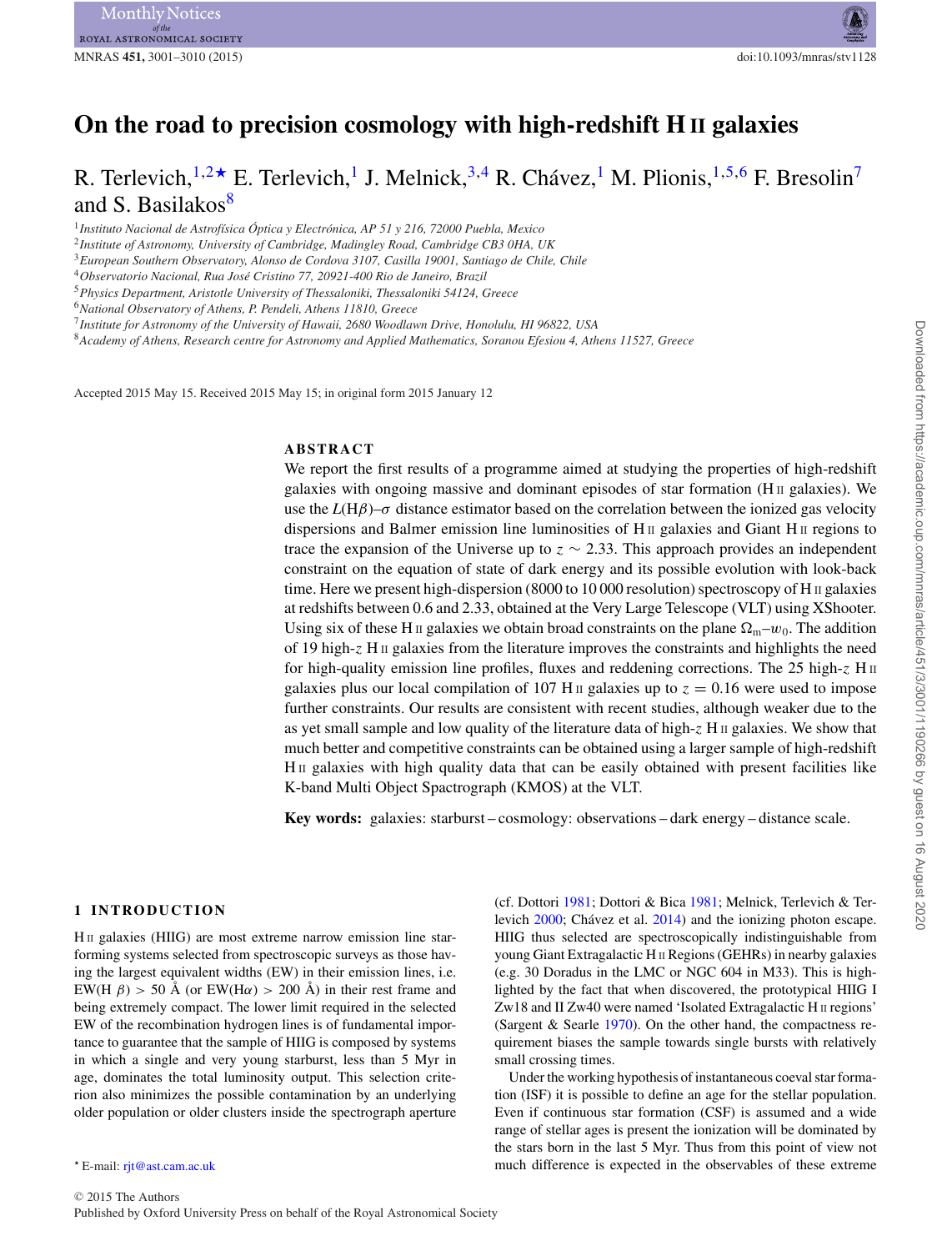# On the road to precision cosmology with high-redshift H II galaxies

R. Terlevich,[1,2★] E. Terlevich,[1] J. Melnick,[3,4] R. Chávez,[1] M. Plionis,[1,5,6] F. Bresolin[7] and S. Basilakos[8]

[1] Instituto Nacional de Astrofísica Óptica y Electrónica, AP 51 y 216, 72000 Puebla, Mexico
[2] Institute of Astronomy, University of Cambridge, Madingley Road, Cambridge CB3 0HA, UK
[3] European Southern Observatory, Alonso de Cordova 3107, Casilla 19001, Santiago de Chile, Chile
[4] Observatorio Nacional, Rua José Cristino 77, 20921-400 Rio de Janeiro, Brazil
[5] Physics Department, Aristotle University of Thessaloniki, Thessaloniki 54124, Greece
[6] National Observatory of Athens, P. Pendeli, Athens 11810, Greece
[7] Institute for Astronomy of the University of Hawaii, 2680 Woodlawn Drive, Honolulu, HI 96822, USA
[8] Academy of Athens, Research centre for Astronomy and Applied Mathematics, Soranou Efesiou 4, Athens 11527, Greece

Accepted 2015 May 15. Received 2015 May 15; in original form 2015 January 12

## ABSTRACT

We report the first results of a programme aimed at studying the properties of high-redshift galaxies with ongoing massive and dominant episodes of star formation (H II galaxies). We use the $L(\mathrm{H}\beta)$–$\sigma$ distance estimator based on the correlation between the ionized gas velocity dispersions and Balmer emission line luminosities of H II galaxies and Giant H II regions to trace the expansion of the Universe up to $z \sim 2.33$. This approach provides an independent constraint on the equation of state of dark energy and its possible evolution with look-back time. Here we present high-dispersion (8000 to 10 000 resolution) spectroscopy of H II galaxies at redshifts between 0.6 and 2.33, obtained at the Very Large Telescope (VLT) using XShooter. Using six of these H II galaxies we obtain broad constraints on the plane $\Omega_m$–$w_0$. The addition of 19 high-$z$ H II galaxies from the literature improves the constraints and highlights the need for high-quality emission line profiles, fluxes and reddening corrections. The 25 high-$z$ H II galaxies plus our local compilation of 107 H II galaxies up to $z = 0.16$ were used to impose further constraints. Our results are consistent with recent studies, although weaker due to the as yet small sample and low quality of the literature data of high-$z$ H II galaxies. We show that much better and competitive constraints can be obtained using a larger sample of high-redshift H II galaxies with high quality data that can be easily obtained with present facilities like K-band Multi Object Spactrograph (KMOS) at the VLT.

**Key words:** galaxies: starburst – cosmology: observations – dark energy – distance scale.

## 1 INTRODUCTION

H II galaxies (HIIG) are most extreme narrow emission line star-forming systems selected from spectroscopic surveys as those having the largest equivalent widths (EW) in their emission lines, i.e. EW(H $\beta$) > 50 Å (or EW(H$\alpha$) > 200 Å) in their rest frame and being extremely compact. The lower limit required in the selected EW of the recombination hydrogen lines is of fundamental importance to guarantee that the sample of HIIG is composed by systems in which a single and very young starburst, less than 5 Myr in age, dominates the total luminosity output. This selection criterion also minimizes the possible contamination by an underlying older population or older clusters inside the spectrograph aperture (cf. Dottori 1981; Dottori & Bica 1981; Melnick, Terlevich & Terlevich 2000; Chávez et al. 2014) and the ionizing photon escape. HIIG thus selected are spectroscopically indistinguishable from young Giant Extragalactic H II Regions (GEHRs) in nearby galaxies (e.g. 30 Doradus in the LMC or NGC 604 in M33). This is highlighted by the fact that when discovered, the prototypical HIIG I Zw18 and II Zw40 were named 'Isolated Extragalactic H II regions' (Sargent & Searle 1970). On the other hand, the compactness requirement biases the sample towards single bursts with relatively small crossing times.

Under the working hypothesis of instantaneous coeval star formation (ISF) it is possible to define an age for the stellar population. Even if continuous star formation (CSF) is assumed and a wide range of stellar ages is present the ionization will be dominated by the stars born in the last 5 Myr. Thus from this point of view not much difference is expected in the observables of these extreme

★ E-mail: rjt@ast.cam.ac.uk

© 2015 The Authors
Published by Oxford University Press on behalf of the Royal Astronomical Society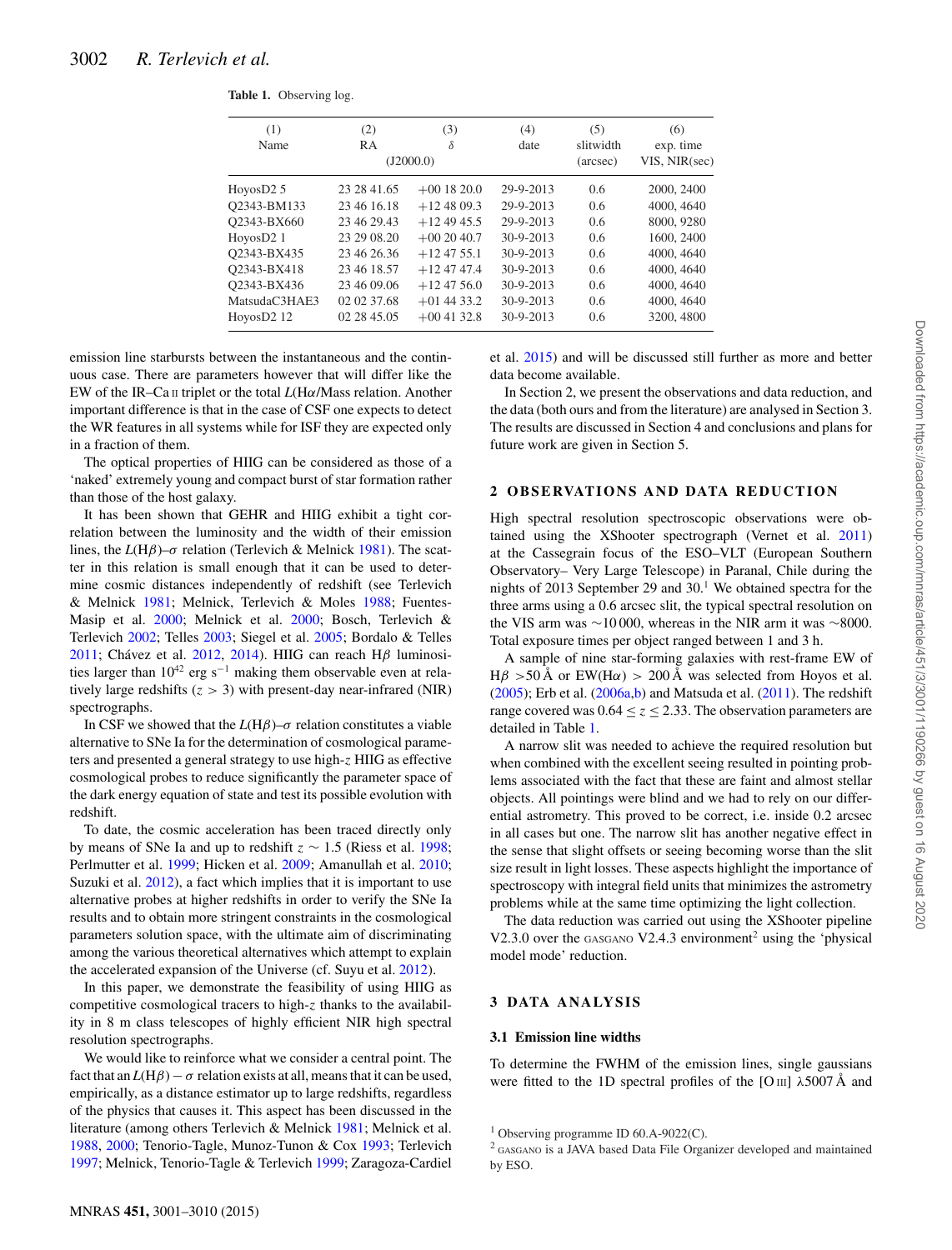**Table 1.** Observing log.

| (1) Name | (2) RA | (3) $\delta$ | (4) date | (5) slitwidth (arcsec) | (6) exp. time VIS, NIR(sec) |
|---|---|---|---|---|---|
| | (J2000.0) | | | | |
| HoyosD2 5 | 23 28 41.65 | +00 18 20.0 | 29-9-2013 | 0.6 | 2000, 2400 |
| Q2343-BM133 | 23 46 16.18 | +12 48 09.3 | 29-9-2013 | 0.6 | 4000, 4640 |
| Q2343-BX660 | 23 46 29.43 | +12 49 45.5 | 29-9-2013 | 0.6 | 8000, 9280 |
| HoyosD2 1 | 23 29 08.20 | +00 20 40.7 | 30-9-2013 | 0.6 | 1600, 2400 |
| Q2343-BX435 | 23 46 26.36 | +12 47 55.1 | 30-9-2013 | 0.6 | 4000, 4640 |
| Q2343-BX418 | 23 46 18.57 | +12 47 47.4 | 30-9-2013 | 0.6 | 4000, 4640 |
| Q2343-BX436 | 23 46 09.06 | +12 47 56.0 | 30-9-2013 | 0.6 | 4000, 4640 |
| MatsudaC3HAE3 | 02 02 37.68 | +01 44 33.2 | 30-9-2013 | 0.6 | 4000, 4640 |
| HoyosD2 12 | 02 28 45.05 | +00 41 32.8 | 30-9-2013 | 0.6 | 3200, 4800 |

emission line starbursts between the instantaneous and the continuous case. There are parameters however that will differ like the EW of the IR–Ca II triplet or the total $L(\mathrm{H}\alpha)$/Mass relation. Another important difference is that in the case of CSF one expects to detect the WR features in all systems while for ISF they are expected only in a fraction of them.

The optical properties of HIIG can be considered as those of a 'naked' extremely young and compact burst of star formation rather than those of the host galaxy.

It has been shown that GEHR and HIIG exhibit a tight correlation between the luminosity and the width of their emission lines, the $L(\mathrm{H}\beta)$–$\sigma$ relation (Terlevich & Melnick 1981). The scatter in this relation is small enough that it can be used to determine cosmic distances independently of redshift (see Terlevich & Melnick 1981; Melnick, Terlevich & Moles 1988; Fuentes-Masip et al. 2000; Melnick et al. 2000; Bosch, Terlevich & Terlevich 2002; Telles 2003; Siegel et al. 2005; Bordalo & Telles 2011; Chávez et al. 2012, 2014). HIIG can reach H$\beta$ luminosities larger than $10^{42}$ erg s$^{-1}$ making them observable even at relatively large redshifts ($z > 3$) with present-day near-infrared (NIR) spectrographs.

In CSF we showed that the $L(\mathrm{H}\beta)$–$\sigma$ relation constitutes a viable alternative to SNe Ia for the determination of cosmological parameters and presented a general strategy to use high-$z$ HIIG as effective cosmological probes to reduce significantly the parameter space of the dark energy equation of state and test its possible evolution with redshift.

To date, the cosmic acceleration has been traced directly only by means of SNe Ia and up to redshift $z \sim 1.5$ (Riess et al. 1998; Perlmutter et al. 1999; Hicken et al. 2009; Amanullah et al. 2010; Suzuki et al. 2012), a fact which implies that it is important to use alternative probes at higher redshifts in order to verify the SNe Ia results and to obtain more stringent constraints in the cosmological parameters solution space, with the ultimate aim of discriminating among the various theoretical alternatives which attempt to explain the accelerated expansion of the Universe (cf. Suyu et al. 2012).

In this paper, we demonstrate the feasibility of using HIIG as competitive cosmological tracers to high-$z$ thanks to the availability in 8 m class telescopes of highly efficient NIR high spectral resolution spectrographs.

We would like to reinforce what we consider a central point. The fact that an $L(\mathrm{H}\beta) - \sigma$ relation exists at all, means that it can be used, empirically, as a distance estimator up to large redshifts, regardless of the physics that causes it. This aspect has been discussed in the literature (among others Terlevich & Melnick 1981; Melnick et al. 1988, 2000; Tenorio-Tagle, Munoz-Tunon & Cox 1993; Terlevich 1997; Melnick, Tenorio-Tagle & Terlevich 1999; Zaragoza-Cardiel et al. 2015) and will be discussed still further as more and better data become available.

In Section 2, we present the observations and data reduction, and the data (both ours and from the literature) are analysed in Section 3. The results are discussed in Section 4 and conclusions and plans for future work are given in Section 5.

## 2 OBSERVATIONS AND DATA REDUCTION

High spectral resolution spectroscopic observations were obtained using the XShooter spectrograph (Vernet et al. 2011) at the Cassegrain focus of the ESO–VLT (European Southern Observatory– Very Large Telescope) in Paranal, Chile during the nights of 2013 September 29 and 30.[1] We obtained spectra for the three arms using a 0.6 arcsec slit, the typical spectral resolution on the VIS arm was ∼10 000, whereas in the NIR arm it was ∼8000. Total exposure times per object ranged between 1 and 3 h.

A sample of nine star-forming galaxies with rest-frame EW of H$\beta$ >50 Å or EW(H$\alpha$) > 200 Å was selected from Hoyos et al. (2005); Erb et al. (2006a,b) and Matsuda et al. (2011). The redshift range covered was $0.64 \le z \le 2.33$. The observation parameters are detailed in Table 1.

A narrow slit was needed to achieve the required resolution but when combined with the excellent seeing resulted in pointing problems associated with the fact that these are faint and almost stellar objects. All pointings were blind and we had to rely on our differential astrometry. This proved to be correct, i.e. inside 0.2 arcsec in all cases but one. The narrow slit has another negative effect in the sense that slight offsets or seeing becoming worse than the slit size result in light losses. These aspects highlight the importance of spectroscopy with integral field units that minimizes the astrometry problems while at the same time optimizing the light collection.

The data reduction was carried out using the XShooter pipeline V2.3.0 over the GASGANO V2.4.3 environment[2] using the 'physical model mode' reduction.

## 3 DATA ANALYSIS

### 3.1 Emission line widths

To determine the FWHM of the emission lines, single gaussians were fitted to the 1D spectral profiles of the [O III] $\lambda$5007 Å and

[1] Observing programme ID 60.A-9022(C).

[2] GASGANO is a JAVA based Data File Organizer developed and maintained by ESO.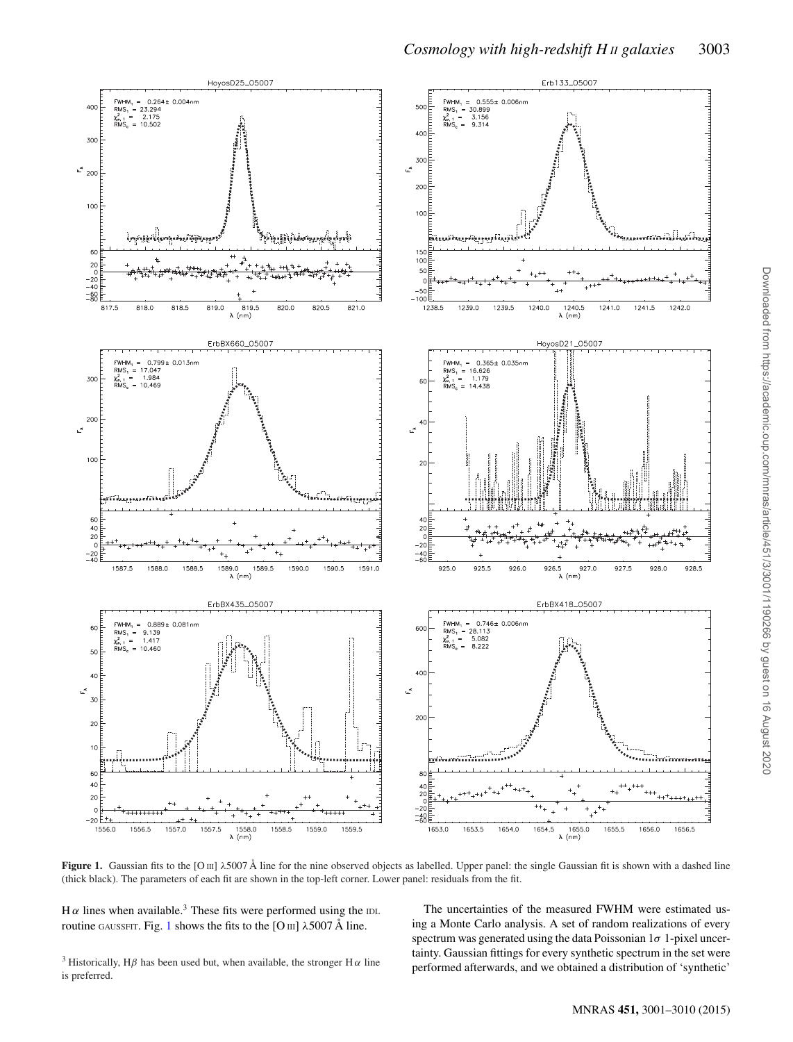**Figure 1.** Gaussian fits to the [O III] λ5007 Å line for the nine observed objects as labelled. Upper panel: the single Gaussian fit is shown with a dashed line (thick black). The parameters of each fit are shown in the top-left corner. Lower panel: residuals from the fit.

H $\alpha$ lines when available.[3] These fits were performed using the IDL routine GAUSSFIT. Fig. 1 shows the fits to the [O III] λ5007 Å line.

[3] Historically, H$\beta$ has been used but, when available, the stronger H $\alpha$ line is preferred.

The uncertainties of the measured FWHM were estimated using a Monte Carlo analysis. A set of random realizations of every spectrum was generated using the data Poissonian 1$\sigma$ 1-pixel uncertainty. Gaussian fittings for every synthetic spectrum in the set were performed afterwards, and we obtained a distribution of 'synthetic'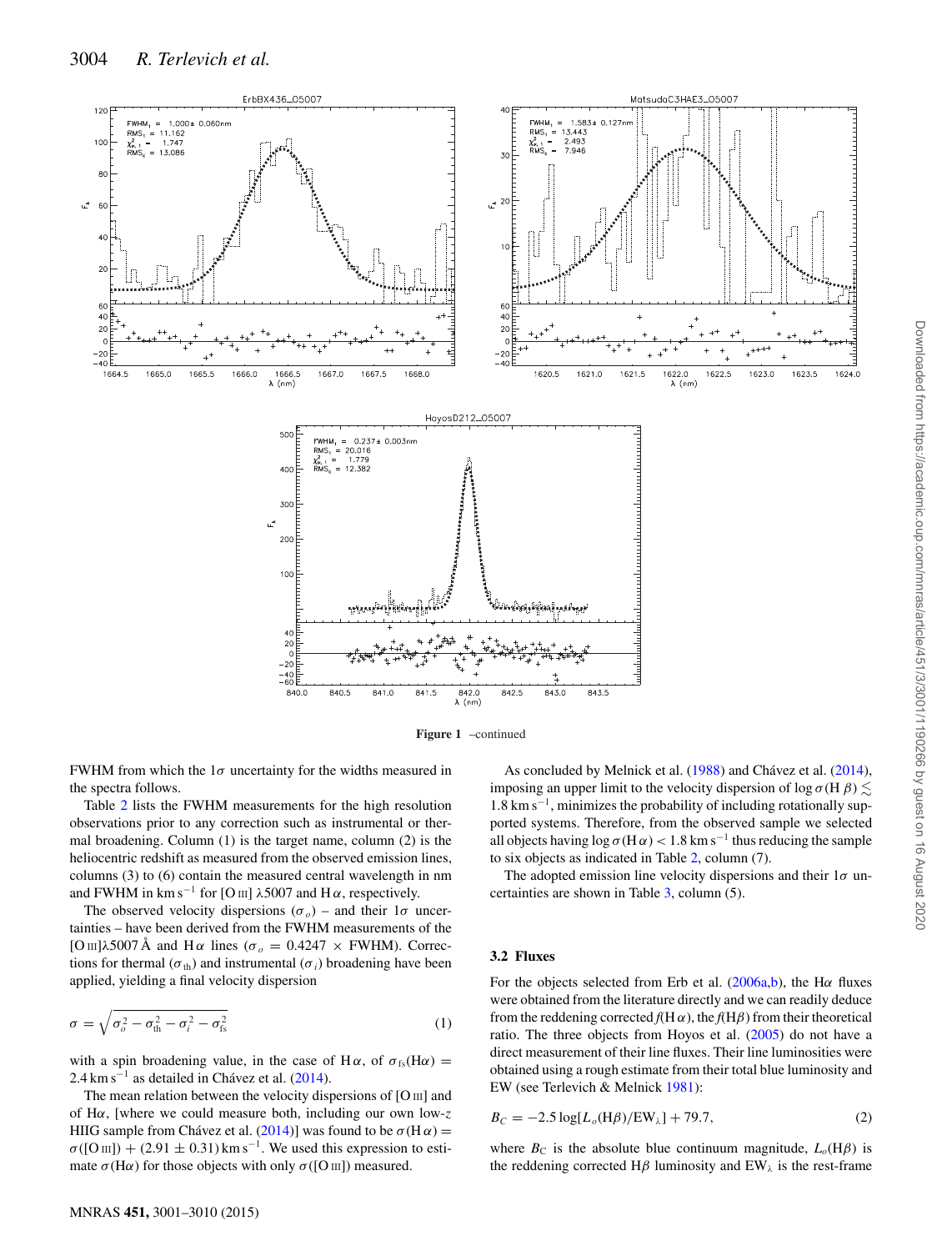**Figure 1** –continued

FWHM from which the $1\sigma$ uncertainty for the widths measured in the spectra follows.

Table 2 lists the FWHM measurements for the high resolution observations prior to any correction such as instrumental or thermal broadening. Column (1) is the target name, column (2) is the heliocentric redshift as measured from the observed emission lines, columns (3) to (6) contain the measured central wavelength in nm and FWHM in km s$^{-1}$ for [O III] $\lambda$5007 and H$\alpha$, respectively.

The observed velocity dispersions ($\sigma_o$) – and their $1\sigma$ uncertainties – have been derived from the FWHM measurements of the [O III]$\lambda$5007 Å and H$\alpha$ lines ($\sigma_o = 0.4247 \times$ FWHM). Corrections for thermal ($\sigma_{\rm th}$) and instrumental ($\sigma_i$) broadening have been applied, yielding a final velocity dispersion

$$\sigma = \sqrt{\sigma_o^2 - \sigma_{\rm th}^2 - \sigma_i^2 - \sigma_{\rm fs}^2} \tag{1}$$

with a spin broadening value, in the case of H$\alpha$, of $\sigma_{\rm fs}({\rm H}\alpha) = 2.4$ km s$^{-1}$ as detailed in Chávez et al. (2014).

The mean relation between the velocity dispersions of [O III] and of H$\alpha$, [where we could measure both, including our own low-$z$ HIIG sample from Chávez et al. (2014)] was found to be $\sigma({\rm H}\alpha) = \sigma([{\rm O\,III}]) + (2.91 \pm 0.31)$ km s$^{-1}$. We used this expression to estimate $\sigma({\rm H}\alpha)$ for those objects with only $\sigma([{\rm O\,III}])$ measured.

As concluded by Melnick et al. (1988) and Chávez et al. (2014), imposing an upper limit to the velocity dispersion of $\log \sigma({\rm H}\beta) \lesssim 1.8$ km s$^{-1}$, minimizes the probability of including rotationally supported systems. Therefore, from the observed sample we selected all objects having $\log \sigma({\rm H}\alpha) < 1.8$ km s$^{-1}$ thus reducing the sample to six objects as indicated in Table 2, column (7).

The adopted emission line velocity dispersions and their $1\sigma$ uncertainties are shown in Table 3, column (5).

### 3.2 Fluxes

For the objects selected from Erb et al. (2006a,b), the H$\alpha$ fluxes were obtained from the literature directly and we can readily deduce from the reddening corrected $f$(H$\alpha$), the $f$(H$\beta$) from their theoretical ratio. The three objects from Hoyos et al. (2005) do not have a direct measurement of their line fluxes. Their line luminosities were obtained using a rough estimate from their total blue luminosity and EW (see Terlevich & Melnick 1981):

$$B_C = -2.5 \log[L_o({\rm H}\beta)/{\rm EW}_\lambda] + 79.7, \tag{2}$$

where $B_{\rm C}$ is the absolute blue continuum magnitude, $L_o$(H$\beta$) is the reddening corrected H$\beta$ luminosity and EW$_\lambda$ is the rest-frame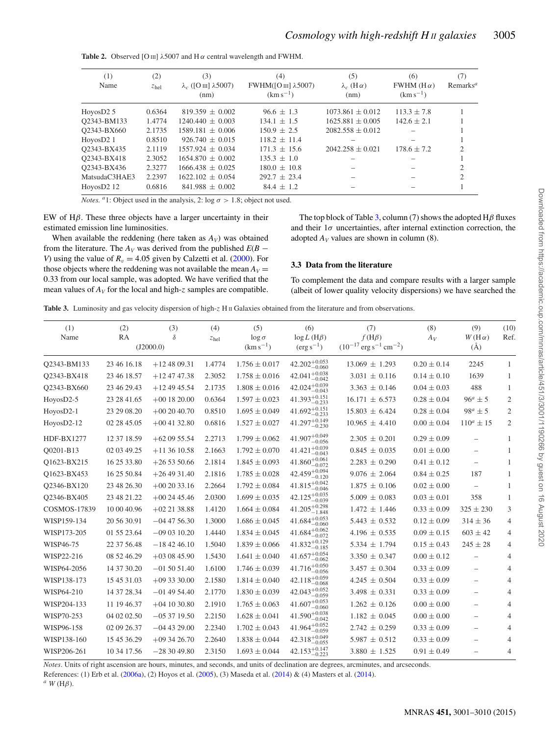**Table 2.** Observed [O III] λ5007 and H α central wavelength and FWHM.

| (1) Name | (2) $z_{hel}$ | (3) $\lambda_c$ ([O III] λ5007) (nm) | (4) FWHM([O III] λ5007) (km s$^{-1}$) | (5) $\lambda_c$ (H α) (nm) | (6) FWHM (H α) (km s$^{-1}$) | (7) Remarks[a] |
|---|---|---|---|---|---|---|
| HoyosD2 5 | 0.6364 | 819.359 ± 0.002 | 96.6 ± 1.3 | 1073.861 ± 0.012 | 113.3 ± 7.8 | 1 |
| Q2343-BM133 | 1.4774 | 1240.440 ± 0.003 | 134.1 ± 1.5 | 1625.881 ± 0.005 | 142.6 ± 2.1 | 1 |
| Q2343-BX660 | 2.1735 | 1589.181 ± 0.006 | 150.9 ± 2.5 | 2082.558 ± 0.012 | – | 1 |
| HoyosD2 1 | 0.8510 | 926.740 ± 0.015 | 118.2 ± 11.4 | – | – | 1 |
| Q2343-BX435 | 2.1119 | 1557.924 ± 0.034 | 171.3 ± 15.6 | 2042.258 ± 0.021 | 178.6 ± 7.2 | 2 |
| Q2343-BX418 | 2.3052 | 1654.870 ± 0.002 | 135.3 ± 1.0 | – | – | 1 |
| Q2343-BX436 | 2.3277 | 1666.438 ± 0.025 | 180.0 ± 10.8 | – | – | 2 |
| MatsudaC3HAE3 | 2.2397 | 1622.102 ± 0.054 | 292.7 ± 23.4 | – | – | 2 |
| HoyosD2 12 | 0.6816 | 841.988 ± 0.002 | 84.4 ± 1.2 | – | – | 1 |

*Notes.* [a]1: Object used in the analysis, 2: log σ > 1.8; object not used.

EW of Hβ. These three objects have a larger uncertainty in their estimated emission line luminosities.

When available the reddening (here taken as $A_V$) was obtained from the literature. The $A_V$ was derived from the published $E(B-V)$ using the value of $R_v = 4.05$ given by Calzetti et al. (2000). For those objects where the reddening was not available the mean $A_V = 0.33$ from our local sample, was adopted. We have verified that the mean values of $A_V$ for the local and high-$z$ samples are compatible.

The top block of Table 3, column (7) shows the adopted Hβ fluxes and their 1σ uncertainties, after internal extinction correction, the adopted $A_V$ values are shown in column (8).

### 3.3 Data from the literature

To complement the data and compare results with a larger sample (albeit of lower quality velocity dispersions) we have searched the

**Table 3.** Luminosity and gas velocity dispersion of high-$z$ H II Galaxies obtained from the literature and from observations.

| (1) Name | (2) RA (J2000.0) | (3) δ (J2000.0) | (4) $z_{hel}$ | (5) log σ (km s$^{-1}$) | (6) log L (Hβ) (erg s$^{-1}$) | (7) f(Hβ) ($10^{-17}$ erg s$^{-1}$ cm$^{-2}$) | (8) $A_V$ | (9) W(Hα) (Å) | (10) Ref. |
|---|---|---|---|---|---|---|---|---|---|
| Q2343-BM133 | 23 46 16.18 | +12 48 09.31 | 1.4774 | 1.756 ± 0.017 | $42.202^{+0.053}_{-0.060}$ | 13.069 ± 1.293 | 0.20 ± 0.14 | 2245 | 1 |
| Q2343-BX418 | 23 46 18.57 | +12 47 47.38 | 2.3052 | 1.758 ± 0.016 | $42.041^{+0.038}_{-0.042}$ | 3.031 ± 0.116 | 0.14 ± 0.10 | 1639 | 1 |
| Q2343-BX660 | 23 46 29.43 | +12 49 45.54 | 2.1735 | 1.808 ± 0.016 | $42.024^{+0.039}_{-0.043}$ | 3.363 ± 0.146 | 0.04 ± 0.03 | 488 | 1 |
| HoyosD2-5 | 23 28 41.65 | +00 18 20.00 | 0.6364 | 1.597 ± 0.023 | $41.393^{+0.151}_{-0.233}$ | 16.171 ± 6.573 | 0.28 ± 0.04 | 96[a] ± 5 | 2 |
| HoyosD2-1 | 23 29 08.20 | +00 20 40.70 | 0.8510 | 1.695 ± 0.049 | $41.692^{+0.151}_{-0.233}$ | 15.803 ± 6.424 | 0.28 ± 0.04 | 98[a] ± 5 | 2 |
| HoyosD2-12 | 02 28 45.05 | +00 41 32.80 | 0.6816 | 1.527 ± 0.027 | $41.297^{+0.149}_{-0.230}$ | 10.965 ± 4.410 | 0.00 ± 0.04 | 110[a] ± 15 | 2 |
| HDF-BX1277 | 12 37 18.59 | +62 09 55.54 | 2.2713 | 1.799 ± 0.062 | $41.907^{+0.049}_{-0.056}$ | 2.305 ± 0.201 | 0.29 ± 0.09 | – | 1 |
| Q0201-B13 | 02 03 49.25 | +11 36 10.58 | 2.1663 | 1.792 ± 0.070 | $41.421^{+0.039}_{-0.043}$ | 0.845 ± 0.035 | 0.01 ± 0.00 | – | 1 |
| Q1623-BX215 | 16 25 33.80 | +26 53 50.66 | 2.1814 | 1.845 ± 0.093 | $41.860^{+0.061}_{-0.072}$ | 2.283 ± 0.290 | 0.41 ± 0.12 | – | 1 |
| Q1623-BX453 | 16 25 50.84 | +26 49 31.40 | 2.1816 | 1.785 ± 0.028 | $42.459^{+0.094}_{-0.120}$ | 9.076 ± 2.064 | 0.84 ± 0.25 | 187 | 1 |
| Q2346-BX120 | 23 48 26.30 | +00 20 33.16 | 2.2664 | 1.792 ± 0.084 | $41.815^{+0.042}_{-0.046}$ | 1.875 ± 0.106 | 0.02 ± 0.00 | – | 1 |
| Q2346-BX405 | 23 48 21.22 | +00 24 45.46 | 2.0300 | 1.699 ± 0.035 | $42.125^{+0.035}_{-0.039}$ | 5.009 ± 0.083 | 0.03 ± 0.01 | 358 | 1 |
| COSMOS-17839 | 10 00 40.96 | +02 21 38.88 | 1.4120 | 1.664 ± 0.084 | $41.205^{+0.298}_{-1.848}$ | 1.472 ± 1.446 | 0.33 ± 0.09 | 325 ± 230 | 3 |
| WISP159-134 | 20 56 30.91 | −04 47 56.30 | 1.3000 | 1.686 ± 0.045 | $41.684^{+0.053}_{-0.060}$ | 5.443 ± 0.532 | 0.12 ± 0.09 | 314 ± 36 | 4 |
| WISP173-205 | 01 55 23.64 | −09 03 10.20 | 1.4440 | 1.834 ± 0.045 | $41.684^{+0.062}_{-0.072}$ | 4.196 ± 0.535 | 0.09 ± 0.15 | 603 ± 42 | 4 |
| WISP46-75 | 22 37 56.48 | −18 42 46.10 | 1.5040 | 1.839 ± 0.066 | $41.832^{+0.129}_{-0.185}$ | 5.334 ± 1.794 | 0.15 ± 0.43 | 245 ± 28 | 4 |
| WISP22-216 | 08 52 46.29 | +03 08 45.90 | 1.5430 | 1.641 ± 0.040 | $41.657^{+0.054}_{-0.062}$ | 3.350 ± 0.347 | 0.00 ± 0.12 | – | 4 |
| WISP64-2056 | 14 37 30.20 | −01 50 51.40 | 1.6100 | 1.746 ± 0.039 | $41.716^{+0.050}_{-0.056}$ | 3.457 ± 0.304 | 0.33 ± 0.09 | – | 4 |
| WISP138-173 | 15 45 31.03 | +09 33 30.00 | 2.1580 | 1.814 ± 0.040 | $42.118^{+0.059}_{-0.068}$ | 4.245 ± 0.504 | 0.33 ± 0.09 | – | 4 |
| WISP64-210 | 14 37 28.34 | −01 49 54.40 | 2.1770 | 1.830 ± 0.039 | $42.043^{+0.052}_{-0.059}$ | 3.498 ± 0.331 | 0.33 ± 0.09 | – | 4 |
| WISP204-133 | 11 19 46.37 | +04 10 30.80 | 2.1910 | 1.765 ± 0.063 | $41.607^{+0.053}_{-0.060}$ | 1.262 ± 0.126 | 0.00 ± 0.00 | – | 4 |
| WISP70-253 | 04 02 02.50 | −05 37 19.50 | 2.2150 | 1.628 ± 0.041 | $41.590^{+0.038}_{-0.042}$ | 1.182 ± 0.045 | 0.00 ± 0.00 | – | 4 |
| WISP96-158 | 02 09 26.37 | −04 43 29.00 | 2.2340 | 1.702 ± 0.043 | $41.964^{+0.052}_{-0.059}$ | 2.742 ± 0.259 | 0.33 ± 0.09 | – | 4 |
| WISP138-160 | 15 45 36.29 | +09 34 26.70 | 2.2640 | 1.838 ± 0.044 | $42.318^{+0.049}_{-0.055}$ | 5.987 ± 0.512 | 0.33 ± 0.09 | – | 4 |
| WISP206-261 | 10 34 17.56 | −28 30 49.80 | 2.3150 | 1.693 ± 0.044 | $42.153^{+0.147}_{-0.223}$ | 3.880 ± 1.525 | 0.91 ± 0.49 | – | 4 |

*Notes*. Units of right ascension are hours, minutes, and seconds, and units of declination are degrees, arcminutes, and arcseconds.
References: (1) Erb et al. (2006a), (2) Hoyos et al. (2005), (3) Maseda et al. (2014) & (4) Masters et al. (2014).
[a] W(Hβ).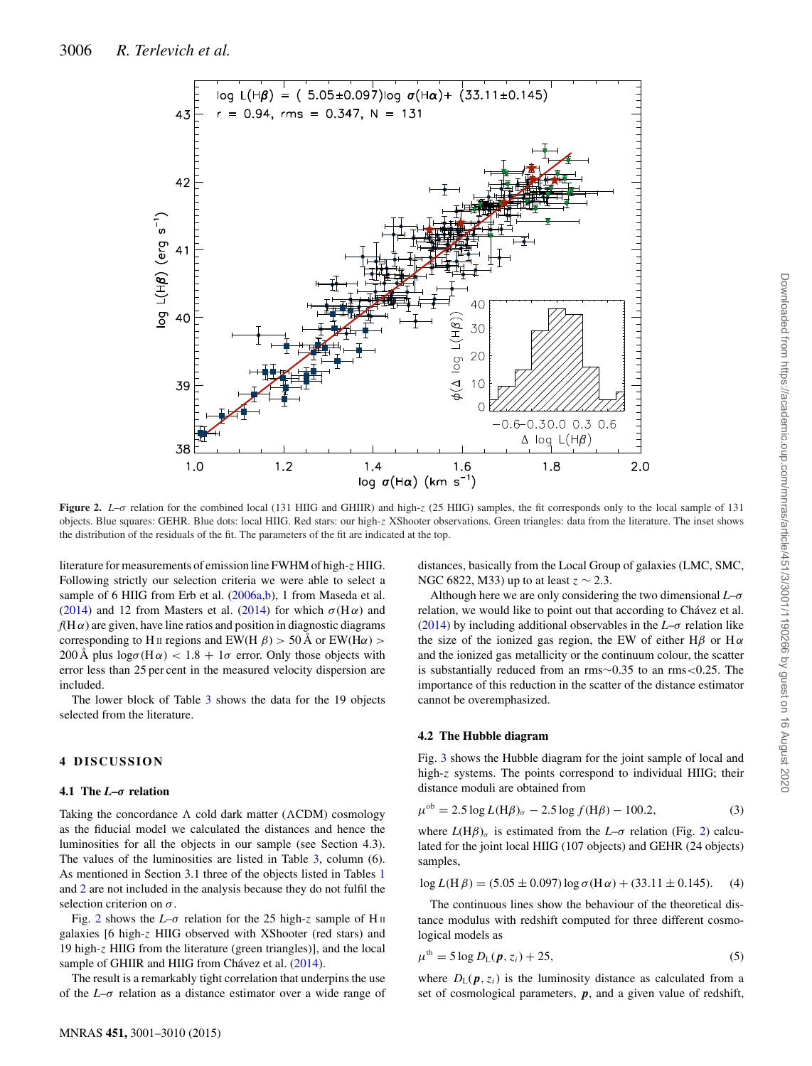**Figure 2.** $L$–$\sigma$ relation for the combined local (131 HIIG and GHIIR) and high-$z$ (25 HIIG) samples, the fit corresponds only to the local sample of 131 objects. Blue squares: GEHR. Blue dots: local HIIG. Red stars: our high-$z$ XShooter observations. Green triangles: data from the literature. The inset shows the distribution of the residuals of the fit. The parameters of the fit are indicated at the top.

literature for measurements of emission line FWHM of high-$z$ HIIG. Following strictly our selection criteria we were able to select a sample of 6 HIIG from Erb et al. (2006a,b), 1 from Maseda et al. (2014) and 12 from Masters et al. (2014) for which $\sigma(\mathrm{H}\alpha)$ and $f(\mathrm{H}\alpha)$ are given, have line ratios and position in diagnostic diagrams corresponding to H II regions and EW(H $\beta$) > 50 Å or EW(H$\alpha$) > 200 Å plus $\log\sigma(\mathrm{H}\alpha) < 1.8 + 1\sigma$ error. Only those objects with error less than 25 per cent in the measured velocity dispersion are included.

The lower block of Table 3 shows the data for the 19 objects selected from the literature.

## 4 DISCUSSION

### 4.1 The $L$–$\sigma$ relation

Taking the concordance $\Lambda$ cold dark matter ($\Lambda$CDM) cosmology as the fiducial model we calculated the distances and hence the luminosities for all the objects in our sample (see Section 4.3). The values of the luminosities are listed in Table 3, column (6). As mentioned in Section 3.1 three of the objects listed in Tables 1 and 2 are not included in the analysis because they do not fulfil the selection criterion on $\sigma$.

Fig. 2 shows the $L$–$\sigma$ relation for the 25 high-$z$ sample of H II galaxies [6 high-$z$ HIIG observed with XShooter (red stars) and 19 high-$z$ HIIG from the literature (green triangles)], and the local sample of GHIIR and HIIG from Chávez et al. (2014).

The result is a remarkably tight correlation that underpins the use of the $L$–$\sigma$ relation as a distance estimator over a wide range of distances, basically from the Local Group of galaxies (LMC, SMC, NGC 6822, M33) up to at least $z \sim 2.3$.

Although here we are only considering the two dimensional $L$–$\sigma$ relation, we would like to point out that according to Chávez et al. (2014) by including additional observables in the $L$–$\sigma$ relation like the size of the ionized gas region, the EW of either H$\beta$ or H$\alpha$ and the ionized gas metallicity or the continuum colour, the scatter is substantially reduced from an rms$\sim$0.35 to an rms<0.25. The importance of this reduction in the scatter of the distance estimator cannot be overemphasized.

### 4.2 The Hubble diagram

Fig. 3 shows the Hubble diagram for the joint sample of local and high-$z$ systems. The points correspond to individual HIIG; their distance moduli are obtained from

$$\mu^{\mathrm{ob}} = 2.5 \log L(\mathrm{H}\beta)_{\sigma} - 2.5 \log f(\mathrm{H}\beta) - 100.2, \tag{3}$$

where $L(\mathrm{H}\beta)_{\sigma}$ is estimated from the $L$–$\sigma$ relation (Fig. 2) calculated for the joint local HIIG (107 objects) and GEHR (24 objects) samples,

$$\log L(\mathrm{H}\,\beta) = (5.05 \pm 0.097) \log \sigma(\mathrm{H}\,\alpha) + (33.11 \pm 0.145). \tag{4}$$

The continuous lines show the behaviour of the theoretical distance modulus with redshift computed for three different cosmological models as

$$\mu^{\mathrm{th}} = 5 \log D_{\mathrm{L}}(\boldsymbol{p}, z_i) + 25, \tag{5}$$

where $D_{\mathrm{L}}(\boldsymbol{p}, z_i)$ is the luminosity distance as calculated from a set of cosmological parameters, $\boldsymbol{p}$, and a given value of redshift,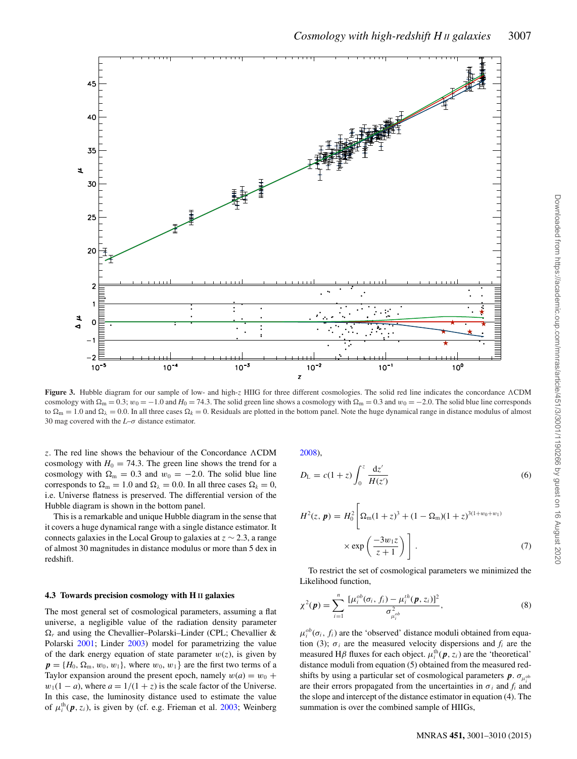**Figure 3.** Hubble diagram for our sample of low- and high-$z$ HIIG for three different cosmologies. The solid red line indicates the concordance ΛCDM cosmology with $\Omega_{\mathrm{m}} = 0.3$; $w_0 = -1.0$ and $H_0 = 74.3$. The solid green line shows a cosmology with $\Omega_{\mathrm{m}} = 0.3$ and $w_0 = -2.0$. The solid blue line corresponds to $\Omega_{\mathrm{m}} = 1.0$ and $\Omega_{\lambda} = 0.0$. In all three cases $\Omega_k = 0$. Residuals are plotted in the bottom panel. Note the huge dynamical range in distance modulus of almost 30 mag covered with the $L$–$\sigma$ distance estimator.

$z$. The red line shows the behaviour of the Concordance ΛCDM cosmology with $H_0 = 74.3$. The green line shows the trend for a cosmology with $\Omega_{\mathrm{m}} = 0.3$ and $w_0 = -2.0$. The solid blue line corresponds to $\Omega_{\mathrm{m}} = 1.0$ and $\Omega_{\lambda} = 0.0$, i.e. Universe flatness is preserved. The differential version of the Hubble diagram is shown in the bottom panel.

This is a remarkable and unique Hubble diagram in the sense that it covers a huge dynamical range with a single distance estimator. It connects galaxies in the Local Group to galaxies at $z \sim 2.3$, a range of almost 30 magnitudes in distance modulus or more than 5 dex in redshift.

### 4.3 Towards precision cosmology with H II galaxies

The most general set of cosmological parameters, assuming a flat universe, a negligible value of the radiation density parameter $\Omega_r$ and using the Chevallier–Polarski–Linder (CPL; Chevallier & Polarski 2001; Linder 2003) model for parametrizing the value of the dark energy equation of state parameter $w(z)$, is given by $\boldsymbol{p} = \{H_0, \Omega_{\mathrm{m}}, w_0, w_1\}$, where $w_0$, $w_1$ are the first two terms of a Taylor expansion around the present epoch, namely $w(a) = w_0 + w_1(1 - a)$, where $a = 1/(1 + z)$ is the scale factor of the Universe. In this case, the luminosity distance used to estimate the value of $\mu_i^{\mathrm{th}}(\boldsymbol{p}, z_i)$, is given by (cf. e.g. Frieman et al. 2003; Weinberg 2008),

$$D_{\mathrm{L}} = c(1+z)\int_0^z \frac{\mathrm{d}z'}{H(z')} \tag{6}$$

$$H^2(z, \boldsymbol{p}) = H_0^2\left[\Omega_{\mathrm{m}}(1+z)^3 + (1-\Omega_{\mathrm{m}})(1+z)^{3(1+w_0+w_1)} \times \exp\left(\frac{-3w_1 z}{z+1}\right)\right]. \tag{7}$$

To restrict the set of cosmological parameters we minimized the Likelihood function,

$$\chi^2(\boldsymbol{p}) = \sum_{i=1}^{n} \frac{[\mu_i^{ob}(\sigma_i, f_i) - \mu_i^{th}(\boldsymbol{p}, z_i)]^2}{\sigma^2_{\mu_i^{ob}}}, \tag{8}$$

$\mu_i^{ob}(\sigma_i, f_i)$ are the 'observed' distance moduli obtained from equation (3); $\sigma_i$ are the measured velocity dispersions and $f_i$ are the measured H$\beta$ fluxes for each object. $\mu_i^{\mathrm{th}}(\boldsymbol{p}, z_i)$ are the 'theoretical' distance moduli from equation (5) obtained from the measured redshifts by using a particular set of cosmological parameters $\boldsymbol{p}$. $\sigma_{\mu_i^{\mathrm{ob}}}$ are their errors propagated from the uncertainties in $\sigma_i$ and $f_i$ and the slope and intercept of the distance estimator in equation (4). The summation is over the combined sample of HIIGs,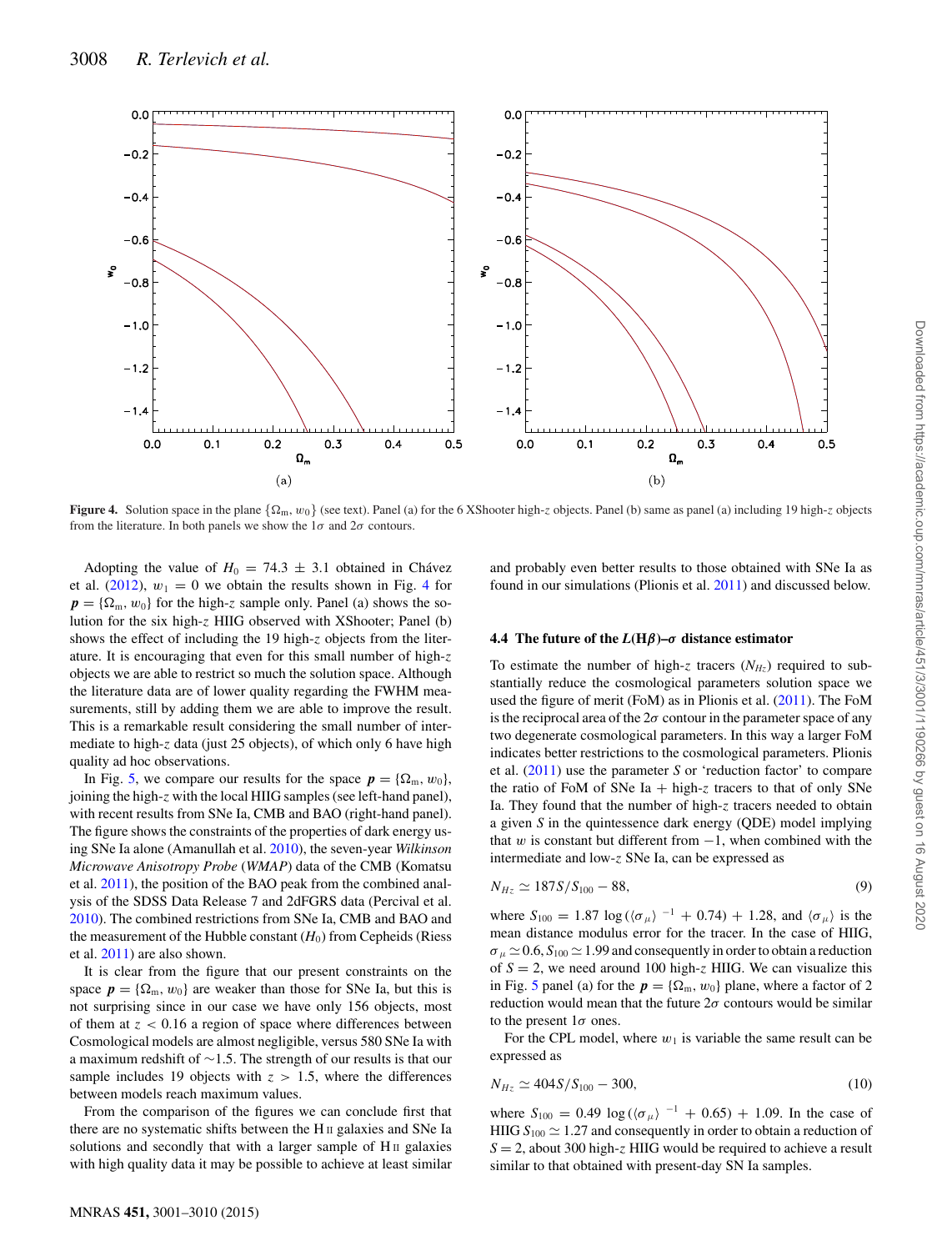**Figure 4.** Solution space in the plane $\{\Omega_m, w_0\}$ (see text). Panel (a) for the 6 XShooter high-$z$ objects. Panel (b) same as panel (a) including 19 high-$z$ objects from the literature. In both panels we show the $1\sigma$ and $2\sigma$ contours.

Adopting the value of $H_0 = 74.3 \pm 3.1$ obtained in Chávez et al. (2012), $w_1 = 0$ we obtain the results shown in Fig. 4 for $\boldsymbol{p} = \{\Omega_m, w_0\}$ for the high-$z$ sample only. Panel (a) shows the solution for the six high-$z$ HIIG observed with XShooter; Panel (b) shows the effect of including the 19 high-$z$ objects from the literature. It is encouraging that even for this small number of high-$z$ objects we are able to restrict so much the solution space. Although the literature data are of lower quality regarding the FWHM measurements, still by adding them we are able to improve the result. This is a remarkable result considering the small number of intermediate to high-$z$ data (just 25 objects), of which only 6 have high quality ad hoc observations.

In Fig. 5, we compare our results for the space $\boldsymbol{p} = \{\Omega_m, w_0\}$, joining the high-$z$ with the local HIIG samples (see left-hand panel), with recent results from SNe Ia, CMB and BAO (right-hand panel). The figure shows the constraints of the properties of dark energy using SNe Ia alone (Amanullah et al. 2010), the seven-year *Wilkinson Microwave Anisotropy Probe* (*WMAP*) data of the CMB (Komatsu et al. 2011), the position of the BAO peak from the combined analysis of the SDSS Data Release 7 and 2dFGRS data (Percival et al. 2010). The combined restrictions from SNe Ia, CMB and BAO and the measurement of the Hubble constant ($H_0$) from Cepheids (Riess et al. 2011) are also shown.

It is clear from the figure that our present constraints on the space $\boldsymbol{p} = \{\Omega_m, w_0\}$ are weaker than those for SNe Ia, but this is not surprising since in our case we have only 156 objects, most of them at $z < 0.16$ a region of space where differences between Cosmological models are almost negligible, versus 580 SNe Ia with a maximum redshift of ~1.5. The strength of our results is that our sample includes 19 objects with $z > 1.5$, where the differences between models reach maximum values.

From the comparison of the figures we can conclude first that there are no systematic shifts between the H II galaxies and SNe Ia solutions and secondly that with a larger sample of H II galaxies with high quality data it may be possible to achieve at least similar and probably even better results to those obtained with SNe Ia as found in our simulations (Plionis et al. 2011) and discussed below.

### 4.4 The future of the $L(\mathrm{H}\beta)$–$\sigma$ distance estimator

To estimate the number of high-$z$ tracers ($N_{Hz}$) required to substantially reduce the cosmological parameters solution space we used the figure of merit (FoM) as in Plionis et al. (2011). The FoM is the reciprocal area of the $2\sigma$ contour in the parameter space of any two degenerate cosmological parameters. In this way a larger FoM indicates better restrictions to the cosmological parameters. Plionis et al. (2011) use the parameter $S$ or 'reduction factor' to compare the ratio of FoM of SNe Ia + high-$z$ tracers to that of only SNe Ia. They found that the number of high-$z$ tracers needed to obtain a given $S$ in the quintessence dark energy (QDE) model implying that $w$ is constant but different from −1, when combined with the intermediate and low-$z$ SNe Ia, can be expressed as

$$N_{Hz} \simeq 187S/S_{100} - 88, \tag{9}$$

where $S_{100} = 1.87\,\log(\langle\sigma_\mu\rangle^{-1} + 0.74) + 1.28$, and $\langle\sigma_\mu\rangle$ is the mean distance modulus error for the tracer. In the case of HIIG, $\sigma_\mu \simeq 0.6$, $S_{100} \simeq 1.99$ and consequently in order to obtain a reduction of $S = 2$, we need around 100 high-$z$ HIIG. We can visualize this in Fig. 5 panel (a) for the $\boldsymbol{p} = \{\Omega_m, w_0\}$ plane, where a factor of 2 reduction would mean that the future $2\sigma$ contours would be similar to the present $1\sigma$ ones.

For the CPL model, where $w_1$ is variable the same result can be expressed as

$$N_{Hz} \simeq 404S/S_{100} - 300, \tag{10}$$

where $S_{100} = 0.49\,\log(\langle\sigma_\mu\rangle^{-1} + 0.65) + 1.09$. In the case of HIIG $S_{100} \simeq 1.27$ and consequently in order to obtain a reduction of $S = 2$, about 300 high-$z$ HIIG would be required to achieve a result similar to that obtained with present-day SN Ia samples.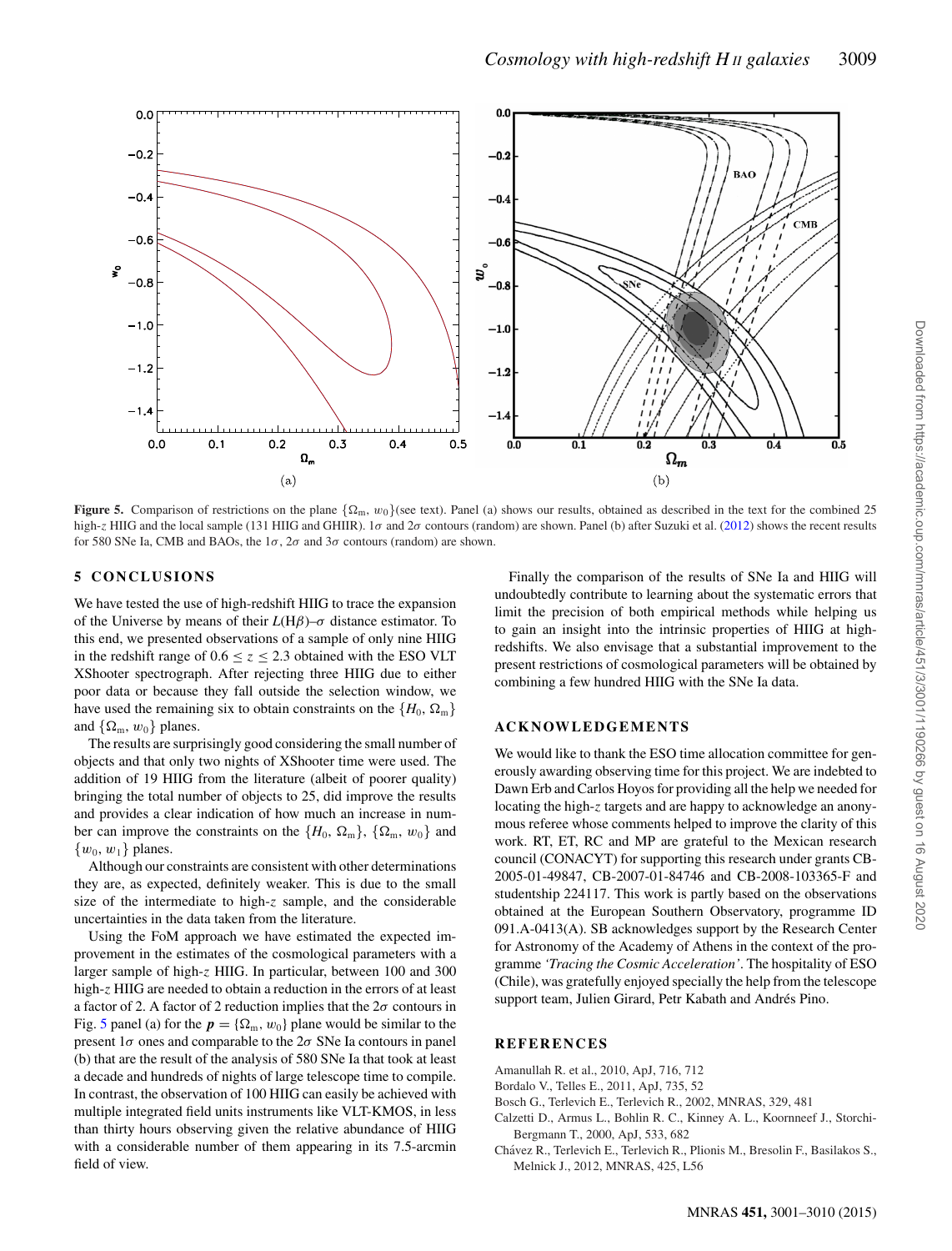**Figure 5.** Comparison of restrictions on the plane $\{\Omega_m, w_0\}$(see text). Panel (a) shows our results, obtained as described in the text for the combined 25 high-$z$ HIIG and the local sample (131 HIIG and GHIIR). $1\sigma$ and $2\sigma$ contours (random) are shown. Panel (b) after Suzuki et al. (2012) shows the recent results for 580 SNe Ia, CMB and BAOs, the $1\sigma$, $2\sigma$ and $3\sigma$ contours (random) are shown.

## 5 CONCLUSIONS

We have tested the use of high-redshift HIIG to trace the expansion of the Universe by means of their $L(\mathrm{H}\beta)$–$\sigma$ distance estimator. To this end, we presented observations of a sample of only nine HIIG in the redshift range of $0.6 \le z \le 2.3$ obtained with the ESO VLT XShooter spectrograph. After rejecting three HIIG due to either poor data or because they fall outside the selection window, we have used the remaining six to obtain constraints on the $\{H_0, \Omega_m\}$ and $\{\Omega_m, w_0\}$ planes.

The results are surprisingly good considering the small number of objects and that only two nights of XShooter time were used. The addition of 19 HIIG from the literature (albeit of poorer quality) bringing the total number of objects to 25, did improve the results and provides a clear indication of how much an increase in number can improve the constraints on the $\{H_0, \Omega_m\}$, $\{\Omega_m, w_0\}$ and $\{w_0, w_1\}$ planes.

Although our constraints are consistent with other determinations they are, as expected, definitely weaker. This is due to the small size of the intermediate to high-$z$ sample, and the considerable uncertainties in the data taken from the literature.

Using the FoM approach we have estimated the expected improvement in the estimates of the cosmological parameters with a larger sample of high-$z$ HIIG. In particular, between 100 and 300 high-$z$ HIIG are needed to obtain a reduction in the errors of at least a factor of 2. A factor of 2 reduction implies that the $2\sigma$ contours in Fig. 5 panel (a) for the $\boldsymbol{p} = \{\Omega_m, w_0\}$ plane would be similar to the present $1\sigma$ ones and comparable to the $2\sigma$ SNe Ia contours in panel (b) that are the result of the analysis of 580 SNe Ia that took at least a decade and hundreds of nights of large telescope time to compile. In contrast, the observation of 100 HIIG can easily be achieved with multiple integrated field units instruments like VLT-KMOS, in less than thirty hours observing given the relative abundance of HIIG with a considerable number of them appearing in its 7.5-arcmin field of view.

Finally the comparison of the results of SNe Ia and HIIG will undoubtedly contribute to learning about the systematic errors that limit the precision of both empirical methods while helping us to gain an insight into the intrinsic properties of HIIG at high-redshifts. We also envisage that a substantial improvement to the present restrictions of cosmological parameters will be obtained by combining a few hundred HIIG with the SNe Ia data.

## ACKNOWLEDGEMENTS

We would like to thank the ESO time allocation committee for generously awarding observing time for this project. We are indebted to Dawn Erb and Carlos Hoyos for providing all the help we needed for locating the high-$z$ targets and are happy to acknowledge an anonymous referee whose comments helped to improve the clarity of this work. RT, ET, RC and MP are grateful to the Mexican research council (CONACYT) for supporting this research under grants CB-2005-01-49847, CB-2007-01-84746 and CB-2008-103365-F and studentship 224117. This work is partly based on the observations obtained at the European Southern Observatory, programme ID 091.A-0413(A). SB acknowledges support by the Research Center for Astronomy of the Academy of Athens in the context of the programme *'Tracing the Cosmic Acceleration'*. The hospitality of ESO (Chile), was gratefully enjoyed specially the help from the telescope support team, Julien Girard, Petr Kabath and Andrés Pino.

## REFERENCES

Amanullah R. et al., 2010, ApJ, 716, 712
Bordalo V., Telles E., 2011, ApJ, 735, 52
Bosch G., Terlevich E., Terlevich R., 2002, MNRAS, 329, 481
Calzetti D., Armus L., Bohlin R. C., Kinney A. L., Koornneef J., Storchi-Bergmann T., 2000, ApJ, 533, 682
Chávez R., Terlevich E., Terlevich R., Plionis M., Bresolin F., Basilakos S., Melnick J., 2012, MNRAS, 425, L56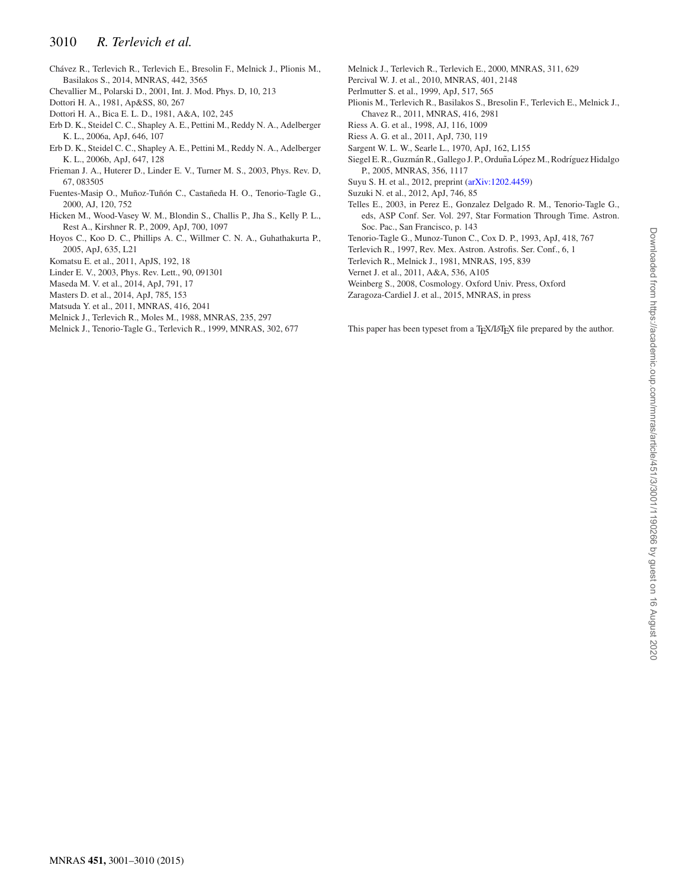Chávez R., Terlevich R., Terlevich E., Bresolin F., Melnick J., Plionis M., Basilakos S., 2014, MNRAS, 442, 3565

Chevallier M., Polarski D., 2001, Int. J. Mod. Phys. D, 10, 213

Dottori H. A., 1981, Ap&SS, 80, 267

Dottori H. A., Bica E. L. D., 1981, A&A, 102, 245

Erb D. K., Steidel C. C., Shapley A. E., Pettini M., Reddy N. A., Adelberger K. L., 2006a, ApJ, 646, 107

Erb D. K., Steidel C. C., Shapley A. E., Pettini M., Reddy N. A., Adelberger K. L., 2006b, ApJ, 647, 128

Frieman J. A., Huterer D., Linder E. V., Turner M. S., 2003, Phys. Rev. D, 67, 083505

Fuentes-Masip O., Muñoz-Tuñón C., Castañeda H. O., Tenorio-Tagle G., 2000, AJ, 120, 752

Hicken M., Wood-Vasey W. M., Blondin S., Challis P., Jha S., Kelly P. L., Rest A., Kirshner R. P., 2009, ApJ, 700, 1097

Hoyos C., Koo D. C., Phillips A. C., Willmer C. N. A., Guhathakurta P., 2005, ApJ, 635, L21

Komatsu E. et al., 2011, ApJS, 192, 18

Linder E. V., 2003, Phys. Rev. Lett., 90, 091301

Maseda M. V. et al., 2014, ApJ, 791, 17

Masters D. et al., 2014, ApJ, 785, 153

Matsuda Y. et al., 2011, MNRAS, 416, 2041

Melnick J., Terlevich R., Moles M., 1988, MNRAS, 235, 297

Melnick J., Tenorio-Tagle G., Terlevich R., 1999, MNRAS, 302, 677

Melnick J., Terlevich R., Terlevich E., 2000, MNRAS, 311, 629

Percival W. J. et al., 2010, MNRAS, 401, 2148

Perlmutter S. et al., 1999, ApJ, 517, 565

Plionis M., Terlevich R., Basilakos S., Bresolin F., Terlevich E., Melnick J., Chavez R., 2011, MNRAS, 416, 2981

Riess A. G. et al., 1998, AJ, 116, 1009

Riess A. G. et al., 2011, ApJ, 730, 119

Sargent W. L. W., Searle L., 1970, ApJ, 162, L155

Siegel E. R., Guzmán R., Gallego J. P., Orduña López M., Rodríguez Hidalgo P., 2005, MNRAS, 356, 1117

Suyu S. H. et al., 2012, preprint (arXiv:1202.4459)

Suzuki N. et al., 2012, ApJ, 746, 85

Telles E., 2003, in Perez E., Gonzalez Delgado R. M., Tenorio-Tagle G., eds, ASP Conf. Ser. Vol. 297, Star Formation Through Time. Astron. Soc. Pac., San Francisco, p. 143

Tenorio-Tagle G., Munoz-Tunon C., Cox D. P., 1993, ApJ, 418, 767

Terlevich R., 1997, Rev. Mex. Astron. Astrofis. Ser. Conf., 6, 1

Terlevich R., Melnick J., 1981, MNRAS, 195, 839

Vernet J. et al., 2011, A&A, 536, A105

Weinberg S., 2008, Cosmology. Oxford Univ. Press, Oxford

Zaragoza-Cardiel J. et al., 2015, MNRAS, in press

This paper has been typeset from a TEX/LATEX file prepared by the author.